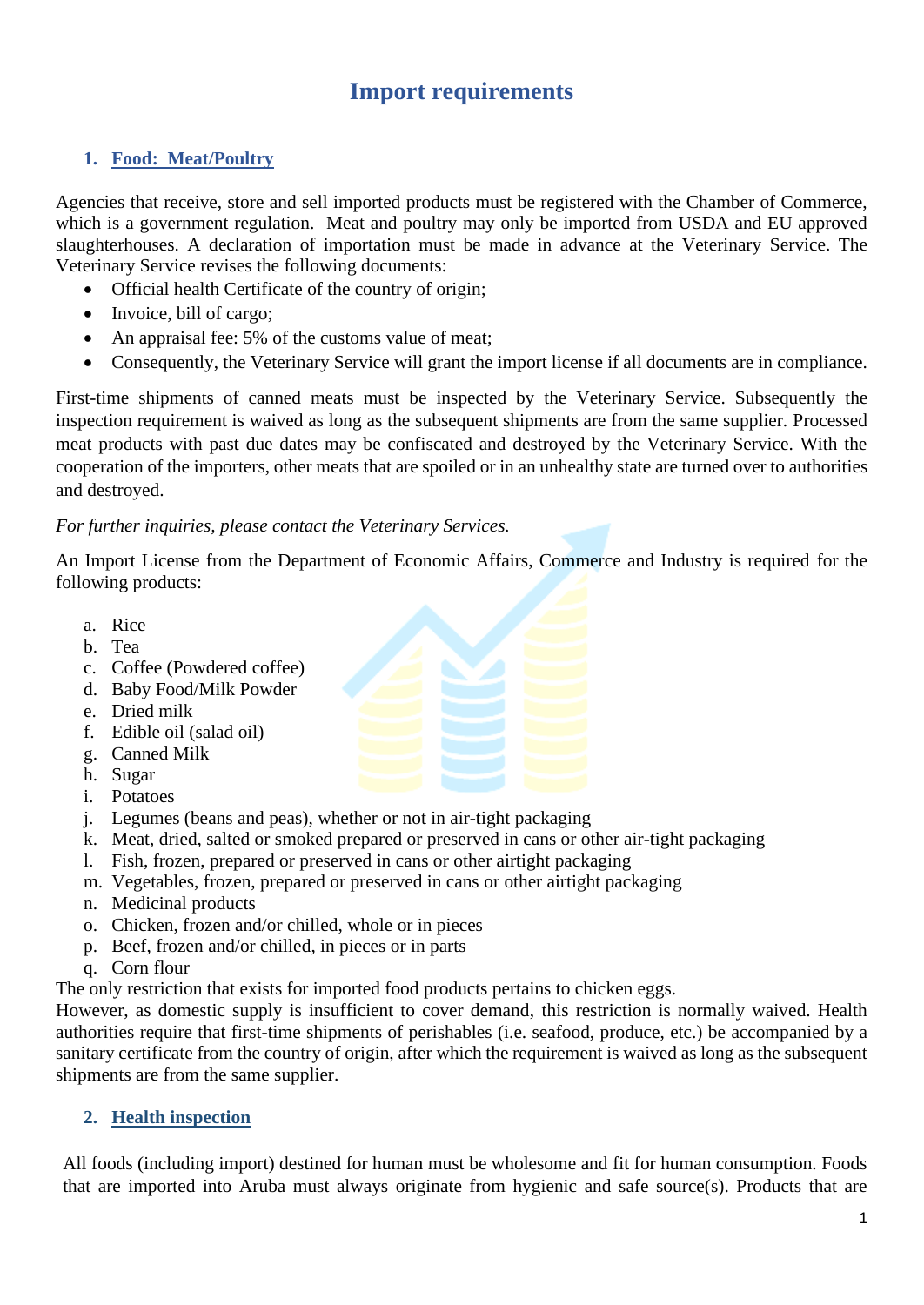# Import requirements

## 1. Food: Meat/Poultry

Agencies that receive, store and sell imported products must be registered with the Chamber of Commerce, which is a government regulation. Meat and poultry may only be imported from USDA and EU approved slaughterhouses. A declaration of importation must be made in advance at the Veterinary Service. The Veterinary Service revises the following documents:

- Official health Certificate of the country of origin;
- Invoice, bill of cargo;
- An appraisal fee: 5% of the customs value of meat;
- Consequently, the Veterinary Service will grant the import license if all documents are in compliance.

First-time shipments of canned meats must be inspected by the Veterinary Service. Subsequently the inspection requirement is waived as long as the subsequent shipments are from the same supplier. Processed meat products with past due dates may be confiscated and destroyed by the Veterinary Service. With the cooperation of the importers, other meats that are spoiled or in an unhealthy state are turned over to authorities and destroyed.

*For further inquiries, please contact the Veterinary Services.*

An Import License from the Department of Economic Affairs, Commerce and Industry is required for the following products:

a. Rice
b. Tea
c. Coffee (Powdered coffee)
d. Baby Food/Milk Powder
e. Dried milk
f. Edible oil (salad oil)
g. Canned Milk
h. Sugar
i. Potatoes
j. Legumes (beans and peas), whether or not in air-tight packaging
k. Meat, dried, salted or smoked prepared or preserved in cans or other air-tight packaging
l. Fish, frozen, prepared or preserved in cans or other airtight packaging
m. Vegetables, frozen, prepared or preserved in cans or other airtight packaging
n. Medicinal products
o. Chicken, frozen and/or chilled, whole or in pieces
p. Beef, frozen and/or chilled, in pieces or in parts
q. Corn flour

The only restriction that exists for imported food products pertains to chicken eggs.
However, as domestic supply is insufficient to cover demand, this restriction is normally waived. Health authorities require that first-time shipments of perishables (i.e. seafood, produce, etc.) be accompanied by a sanitary certificate from the country of origin, after which the requirement is waived as long as the subsequent shipments are from the same supplier.

## 2. Health inspection

All foods (including import) destined for human must be wholesome and fit for human consumption. Foods that are imported into Aruba must always originate from hygienic and safe source(s). Products that are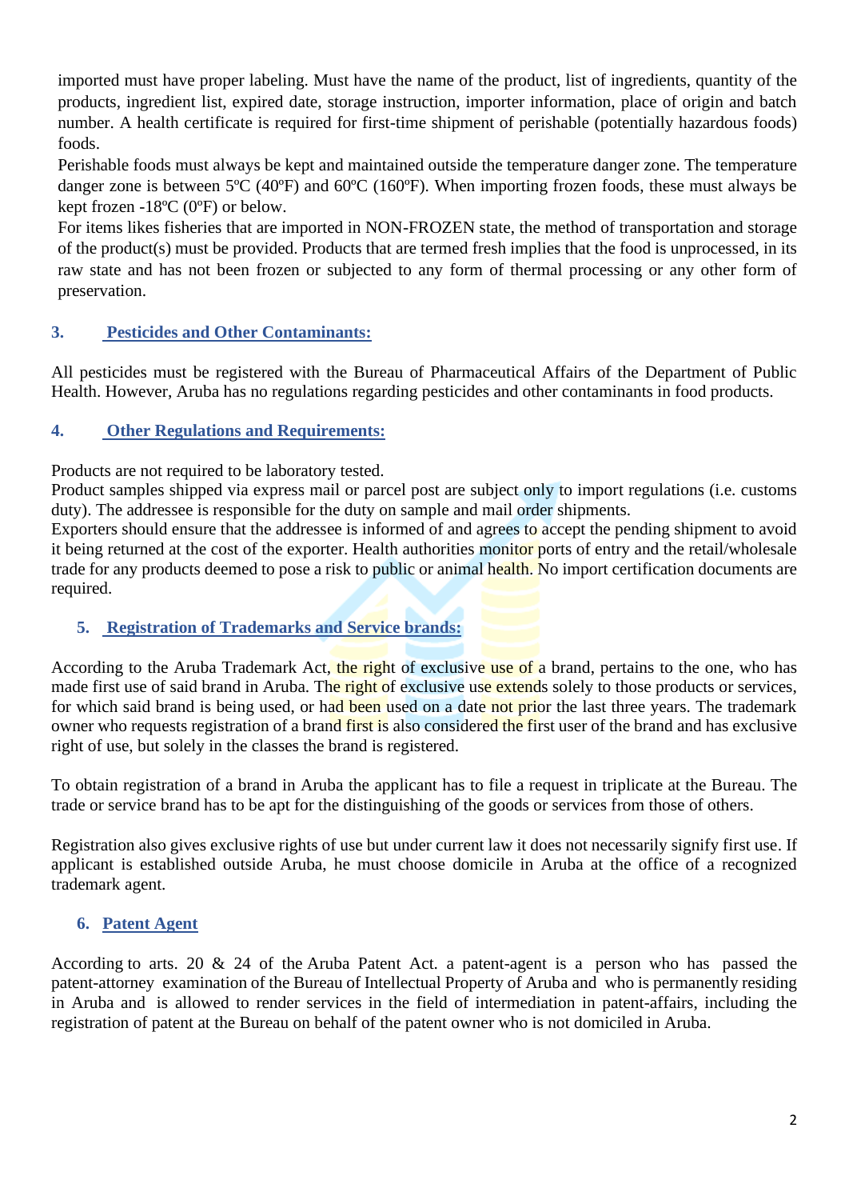imported must have proper labeling. Must have the name of the product, list of ingredients, quantity of the products, ingredient list, expired date, storage instruction, importer information, place of origin and batch number. A health certificate is required for first-time shipment of perishable (potentially hazardous foods) foods.

Perishable foods must always be kept and maintained outside the temperature danger zone. The temperature danger zone is between 5ºC (40ºF) and 60ºC (160ºF). When importing frozen foods, these must always be kept frozen -18ºC (0ºF) or below.

For items likes fisheries that are imported in NON-FROZEN state, the method of transportation and storage of the product(s) must be provided. Products that are termed fresh implies that the food is unprocessed, in its raw state and has not been frozen or subjected to any form of thermal processing or any other form of preservation.

## 3. Pesticides and Other Contaminants:

All pesticides must be registered with the Bureau of Pharmaceutical Affairs of the Department of Public Health. However, Aruba has no regulations regarding pesticides and other contaminants in food products.

## 4. Other Regulations and Requirements:

Products are not required to be laboratory tested.

Product samples shipped via express mail or parcel post are subject only to import regulations (i.e. customs duty). The addressee is responsible for the duty on sample and mail order shipments.

Exporters should ensure that the addressee is informed of and agrees to accept the pending shipment to avoid it being returned at the cost of the exporter. Health authorities monitor ports of entry and the retail/wholesale trade for any products deemed to pose a risk to public or animal health. No import certification documents are required.

## 5. Registration of Trademarks and Service brands:

According to the Aruba Trademark Act, the right of exclusive use of a brand, pertains to the one, who has made first use of said brand in Aruba. The right of exclusive use extends solely to those products or services, for which said brand is being used, or had been used on a date not prior the last three years. The trademark owner who requests registration of a brand first is also considered the first user of the brand and has exclusive right of use, but solely in the classes the brand is registered.

To obtain registration of a brand in Aruba the applicant has to file a request in triplicate at the Bureau. The trade or service brand has to be apt for the distinguishing of the goods or services from those of others.

Registration also gives exclusive rights of use but under current law it does not necessarily signify first use. If applicant is established outside Aruba, he must choose domicile in Aruba at the office of a recognized trademark agent.

## 6. Patent Agent

According to arts. 20 & 24 of the Aruba Patent Act. a patent-agent is a person who has passed the patent-attorney examination of the Bureau of Intellectual Property of Aruba and who is permanently residing in Aruba and is allowed to render services in the field of intermediation in patent-affairs, including the registration of patent at the Bureau on behalf of the patent owner who is not domiciled in Aruba.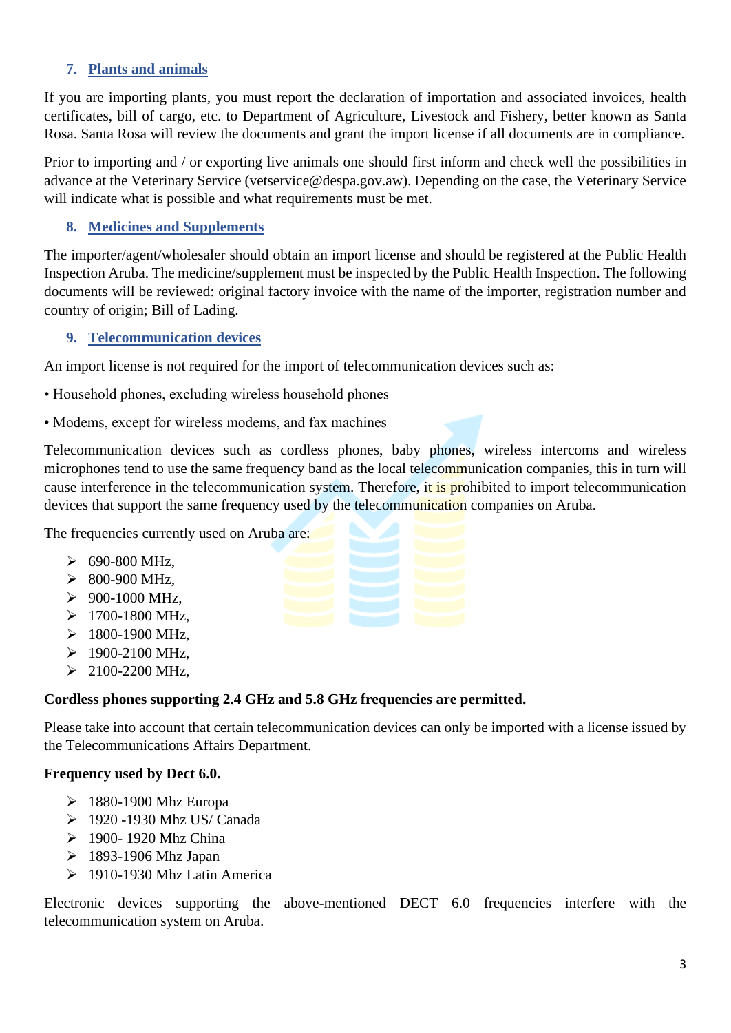## 7. Plants and animals

If you are importing plants, you must report the declaration of importation and associated invoices, health certificates, bill of cargo, etc. to Department of Agriculture, Livestock and Fishery, better known as Santa Rosa. Santa Rosa will review the documents and grant the import license if all documents are in compliance.

Prior to importing and / or exporting live animals one should first inform and check well the possibilities in advance at the Veterinary Service (vetservice@despa.gov.aw). Depending on the case, the Veterinary Service will indicate what is possible and what requirements must be met.

## 8. Medicines and Supplements

The importer/agent/wholesaler should obtain an import license and should be registered at the Public Health Inspection Aruba. The medicine/supplement must be inspected by the Public Health Inspection. The following documents will be reviewed: original factory invoice with the name of the importer, registration number and country of origin; Bill of Lading.

## 9. Telecommunication devices

An import license is not required for the import of telecommunication devices such as:

• Household phones, excluding wireless household phones

• Modems, except for wireless modems, and fax machines

Telecommunication devices such as cordless phones, baby phones, wireless intercoms and wireless microphones tend to use the same frequency band as the local telecommunication companies, this in turn will cause interference in the telecommunication system. Therefore, it is prohibited to import telecommunication devices that support the same frequency used by the telecommunication companies on Aruba.

The frequencies currently used on Aruba are:

- 690-800 MHz,
- 800-900 MHz,
- 900-1000 MHz,
- 1700-1800 MHz,
- 1800-1900 MHz,
- 1900-2100 MHz,
- 2100-2200 MHz,

**Cordless phones supporting 2.4 GHz and 5.8 GHz frequencies are permitted.**

Please take into account that certain telecommunication devices can only be imported with a license issued by the Telecommunications Affairs Department.

**Frequency used by Dect 6.0.**

- 1880-1900 Mhz Europa
- 1920 -1930 Mhz US/ Canada
- 1900- 1920 Mhz China
- 1893-1906 Mhz Japan
- 1910-1930 Mhz Latin America

Electronic devices supporting the above-mentioned DECT 6.0 frequencies interfere with the telecommunication system on Aruba.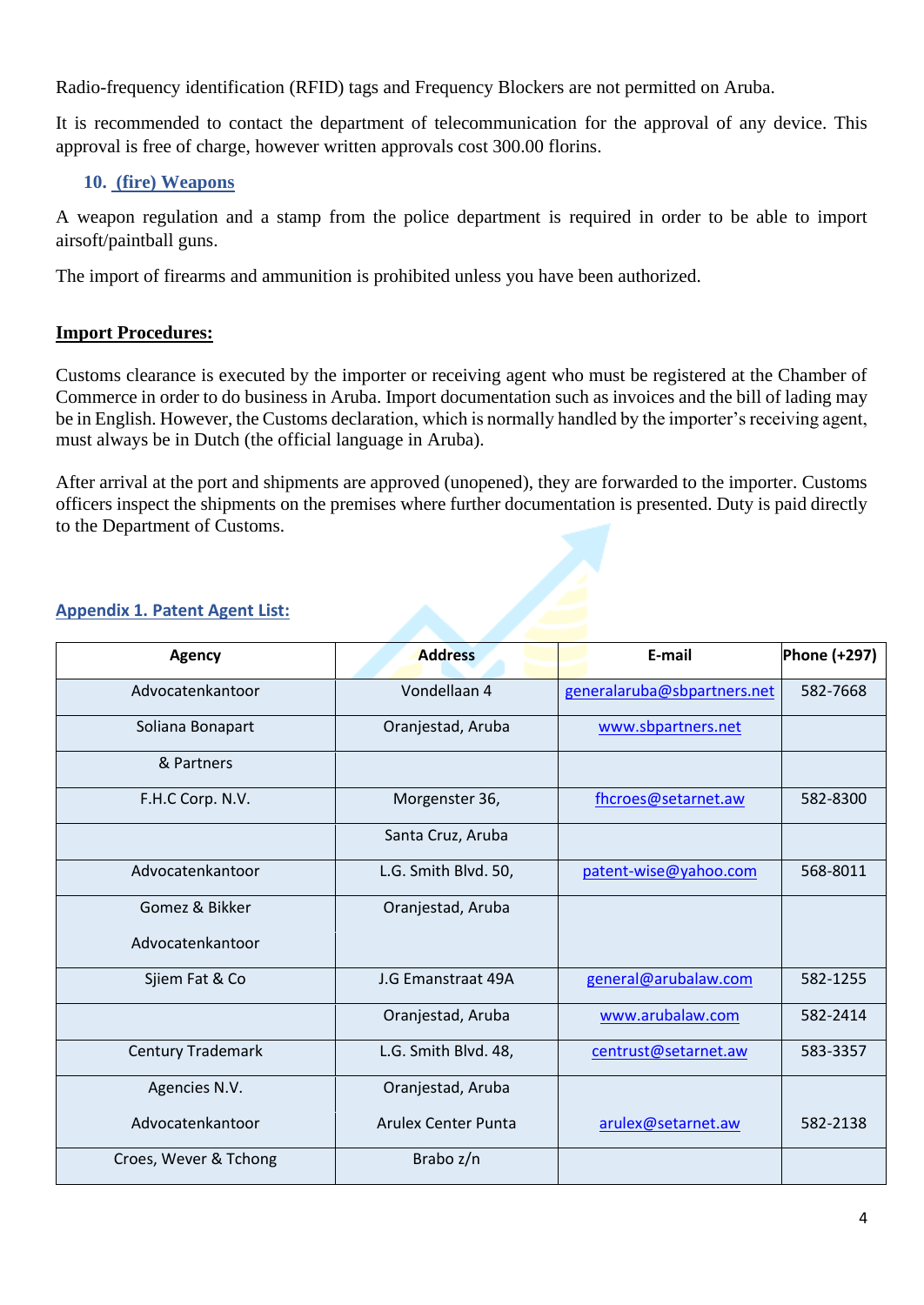Radio-frequency identification (RFID) tags and Frequency Blockers are not permitted on Aruba.

It is recommended to contact the department of telecommunication for the approval of any device. This approval is free of charge, however written approvals cost 300.00 florins.

### 10. (fire) Weapons

A weapon regulation and a stamp from the police department is required in order to be able to import airsoft/paintball guns.

The import of firearms and ammunition is prohibited unless you have been authorized.

**Import Procedures:**

Customs clearance is executed by the importer or receiving agent who must be registered at the Chamber of Commerce in order to do business in Aruba. Import documentation such as invoices and the bill of lading may be in English. However, the Customs declaration, which is normally handled by the importer's receiving agent, must always be in Dutch (the official language in Aruba).

After arrival at the port and shipments are approved (unopened), they are forwarded to the importer. Customs officers inspect the shipments on the premises where further documentation is presented. Duty is paid directly to the Department of Customs.

## Appendix 1. Patent Agent List:

| Agency | Address | E-mail | Phone (+297) |
|---|---|---|---|
| Advocatenkantoor | Vondellaan 4 | generalaruba@sbpartners.net | 582-7668 |
| Soliana Bonapart | Oranjestad, Aruba | www.sbpartners.net | |
| & Partners | | | |
| F.H.C Corp. N.V. | Morgenster 36, | fhcroes@setarnet.aw | 582-8300 |
| | Santa Cruz, Aruba | | |
| Advocatenkantoor | L.G. Smith Blvd. 50, | patent-wise@yahoo.com | 568-8011 |
| Gomez & Bikker<br>Advocatenkantoor | Oranjestad, Aruba | | |
| Sjiem Fat & Co | J.G Emanstraat 49A | general@arubalaw.com | 582-1255 |
| | Oranjestad, Aruba | www.arubalaw.com | 582-2414 |
| Century Trademark | L.G. Smith Blvd. 48, | centrust@setarnet.aw | 583-3357 |
| Agencies N.V.<br>Advocatenkantoor | Oranjestad, Aruba<br>Arulex Center Punta | arulex@setarnet.aw | 582-2138 |
| Croes, Wever & Tchong | Brabo z/n | | |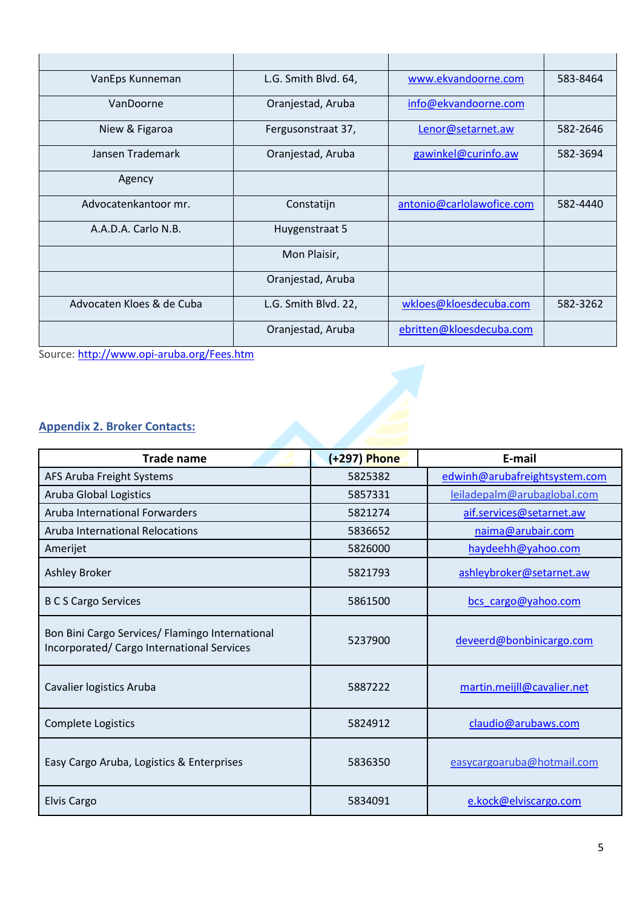| | | | |
|---|---|---|---|
| VanEps Kunneman | L.G. Smith Blvd. 64, | www.ekvandoorne.com | 583-8464 |
| VanDoorne | Oranjestad, Aruba | info@ekvandoorne.com | |
| Niew & Figaroa | Fergusonstraat 37, | Lenor@setarnet.aw | 582-2646 |
| Jansen Trademark | Oranjestad, Aruba | gawinkel@curinfo.aw | 582-3694 |
| Agency | | | |
| Advocatenkantoor mr. | Constatijn | antonio@carlolawofice.com | 582-4440 |
| A.A.D.A. Carlo N.B. | Huygenstraat 5 | | |
| | Mon Plaisir, | | |
| | Oranjestad, Aruba | | |
| Advocaten Kloes & de Cuba | L.G. Smith Blvd. 22, | wkloes@kloesdecuba.com | 582-3262 |
| | Oranjestad, Aruba | ebritten@kloesdecuba.com | |

Source: http://www.opi-aruba.org/Fees.htm

## Appendix 2. Broker Contacts:

| Trade name | (+297) Phone | E-mail |
|---|---|---|
| AFS Aruba Freight Systems | 5825382 | edwinh@arubafreightsystem.com |
| Aruba Global Logistics | 5857331 | leiladepalm@arubaglobal.com |
| Aruba International Forwarders | 5821274 | aif.services@setarnet.aw |
| Aruba International Relocations | 5836652 | naima@arubair.com |
| Amerijet | 5826000 | haydeehh@yahoo.com |
| Ashley Broker | 5821793 | ashleybroker@setarnet.aw |
| B C S Cargo Services | 5861500 | bcs_cargo@yahoo.com |
| Bon Bini Cargo Services/ Flamingo International Incorporated/ Cargo International Services | 5237900 | deveerd@bonbinicargo.com |
| Cavalier logistics Aruba | 5887222 | martin.meijll@cavalier.net |
| Complete Logistics | 5824912 | claudio@arubaws.com |
| Easy Cargo Aruba, Logistics & Enterprises | 5836350 | easycargoaruba@hotmail.com |
| Elvis Cargo | 5834091 | e.kock@elviscargo.com |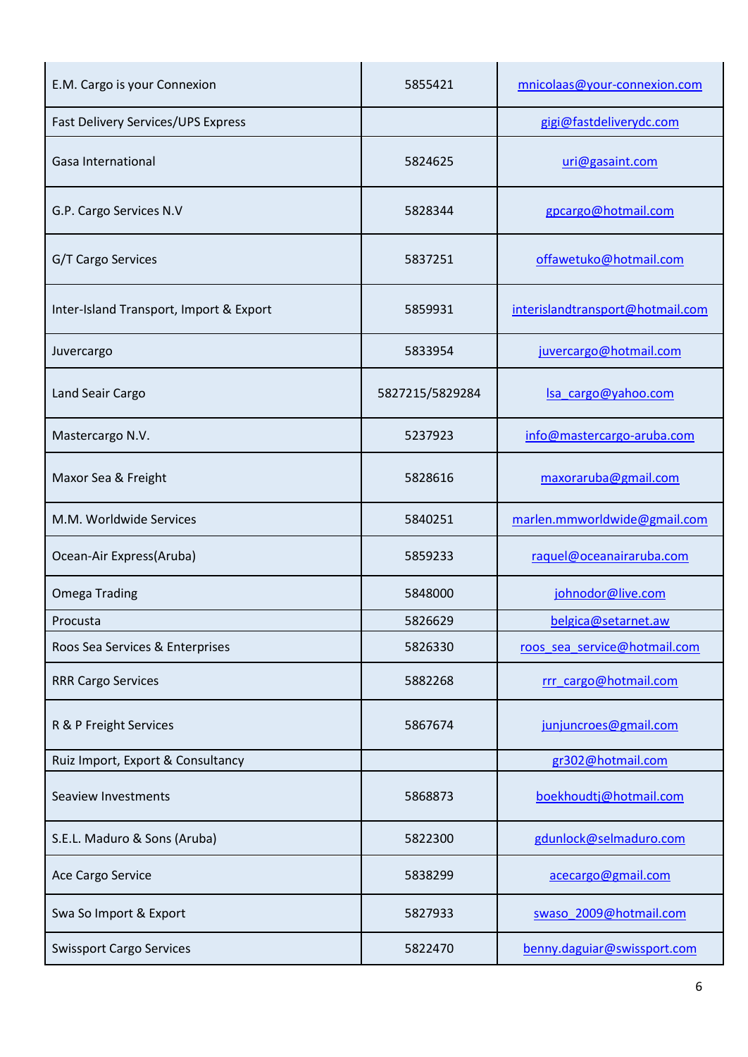| | | |
|---|---|---|
| E.M. Cargo is your Connexion | 5855421 | mnicolaas@your-connexion.com |
| Fast Delivery Services/UPS Express | | gigi@fastdeliverydc.com |
| Gasa International | 5824625 | uri@gasaint.com |
| G.P. Cargo Services N.V | 5828344 | gpcargo@hotmail.com |
| G/T Cargo Services | 5837251 | offawetuko@hotmail.com |
| Inter-Island Transport, Import & Export | 5859931 | interislandtransport@hotmail.com |
| Juvercargo | 5833954 | juvercargo@hotmail.com |
| Land Seair Cargo | 5827215/5829284 | lsa_cargo@yahoo.com |
| Mastercargo N.V. | 5237923 | info@mastercargo-aruba.com |
| Maxor Sea & Freight | 5828616 | maxoraruba@gmail.com |
| M.M. Worldwide Services | 5840251 | marlen.mmworldwide@gmail.com |
| Ocean-Air Express(Aruba) | 5859233 | raquel@oceanairaruba.com |
| Omega Trading | 5848000 | johnodor@live.com |
| Procusta | 5826629 | belgica@setarnet.aw |
| Roos Sea Services & Enterprises | 5826330 | roos_sea_service@hotmail.com |
| RRR Cargo Services | 5882268 | rrr_cargo@hotmail.com |
| R & P Freight Services | 5867674 | junjuncroes@gmail.com |
| Ruiz Import, Export & Consultancy | | gr302@hotmail.com |
| Seaview Investments | 5868873 | boekhoudtj@hotmail.com |
| S.E.L. Maduro & Sons (Aruba) | 5822300 | gdunlock@selmaduro.com |
| Ace Cargo Service | 5838299 | acecargo@gmail.com |
| Swa So Import & Export | 5827933 | swaso_2009@hotmail.com |
| Swissport Cargo Services | 5822470 | benny.daguiar@swissport.com |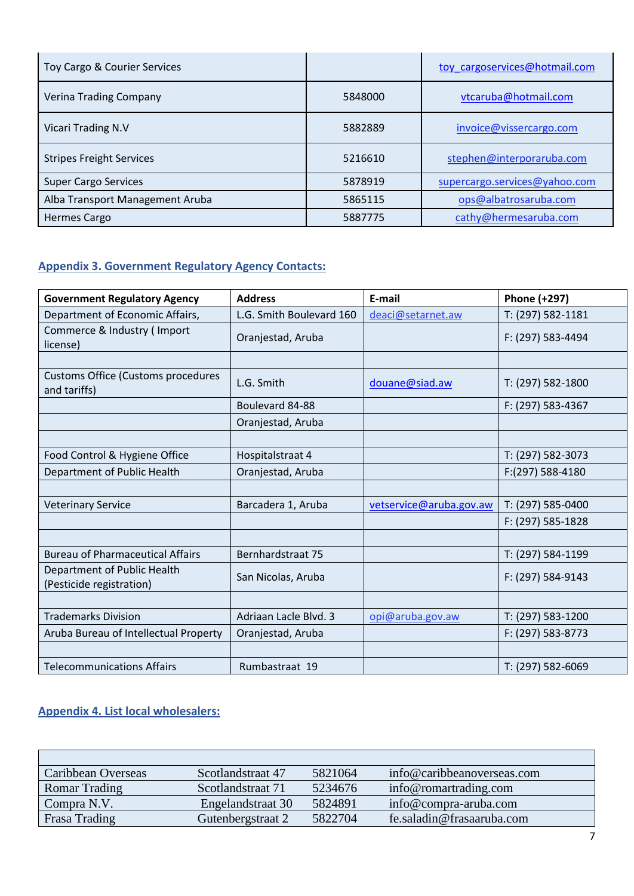| | | |
|---|---|---|
| Toy Cargo & Courier Services | | toy_cargoservices@hotmail.com |
| Verina Trading Company | 5848000 | vtcaruba@hotmail.com |
| Vicari Trading N.V | 5882889 | invoice@vissercargo.com |
| Stripes Freight Services | 5216610 | stephen@interporaruba.com |
| Super Cargo Services | 5878919 | supercargo.services@yahoo.com |
| Alba Transport Management Aruba | 5865115 | ops@albatrosaruba.com |
| Hermes Cargo | 5887775 | cathy@hermesaruba.com |

## Appendix 3. Government Regulatory Agency Contacts:

| Government Regulatory Agency | Address | E-mail | Phone (+297) |
|---|---|---|---|
| Department of Economic Affairs, | L.G. Smith Boulevard 160 | deaci@setarnet.aw | T: (297) 582-1181 |
| Commerce & Industry ( Import license) | Oranjestad, Aruba | | F: (297) 583-4494 |
| | | | |
| Customs Office (Customs procedures and tariffs) | L.G. Smith | douane@siad.aw | T: (297) 582-1800 |
| | Boulevard 84-88 | | F: (297) 583-4367 |
| | Oranjestad, Aruba | | |
| | | | |
| Food Control & Hygiene Office | Hospitalstraat 4 | | T: (297) 582-3073 |
| Department of Public Health | Oranjestad, Aruba | | F:(297) 588-4180 |
| | | | |
| Veterinary Service | Barcadera 1, Aruba | vetservice@aruba.gov.aw | T: (297) 585-0400 |
| | | | F: (297) 585-1828 |
| | | | |
| Bureau of Pharmaceutical Affairs | Bernhardstraat 75 | | T: (297) 584-1199 |
| Department of Public Health (Pesticide registration) | San Nicolas, Aruba | | F: (297) 584-9143 |
| | | | |
| Trademarks Division | Adriaan Lacle Blvd. 3 | opi@aruba.gov.aw | T: (297) 583-1200 |
| Aruba Bureau of Intellectual Property | Oranjestad, Aruba | | F: (297) 583-8773 |
| | | | |
| Telecommunications Affairs | Rumbastraat 19 | | T: (297) 582-6069 |

## Appendix 4. List local wholesalers:

| | | | |
|---|---|---|---|
| Caribbean Overseas | Scotlandstraat 47 | 5821064 | info@caribbeanoverseas.com |
| Romar Trading | Scotlandstraat 71 | 5234676 | info@romartrading.com |
| Compra N.V. | Engelandstraat 30 | 5824891 | info@compra-aruba.com |
| Frasa Trading | Gutenbergstraat 2 | 5822704 | fe.saladin@frasaaruba.com |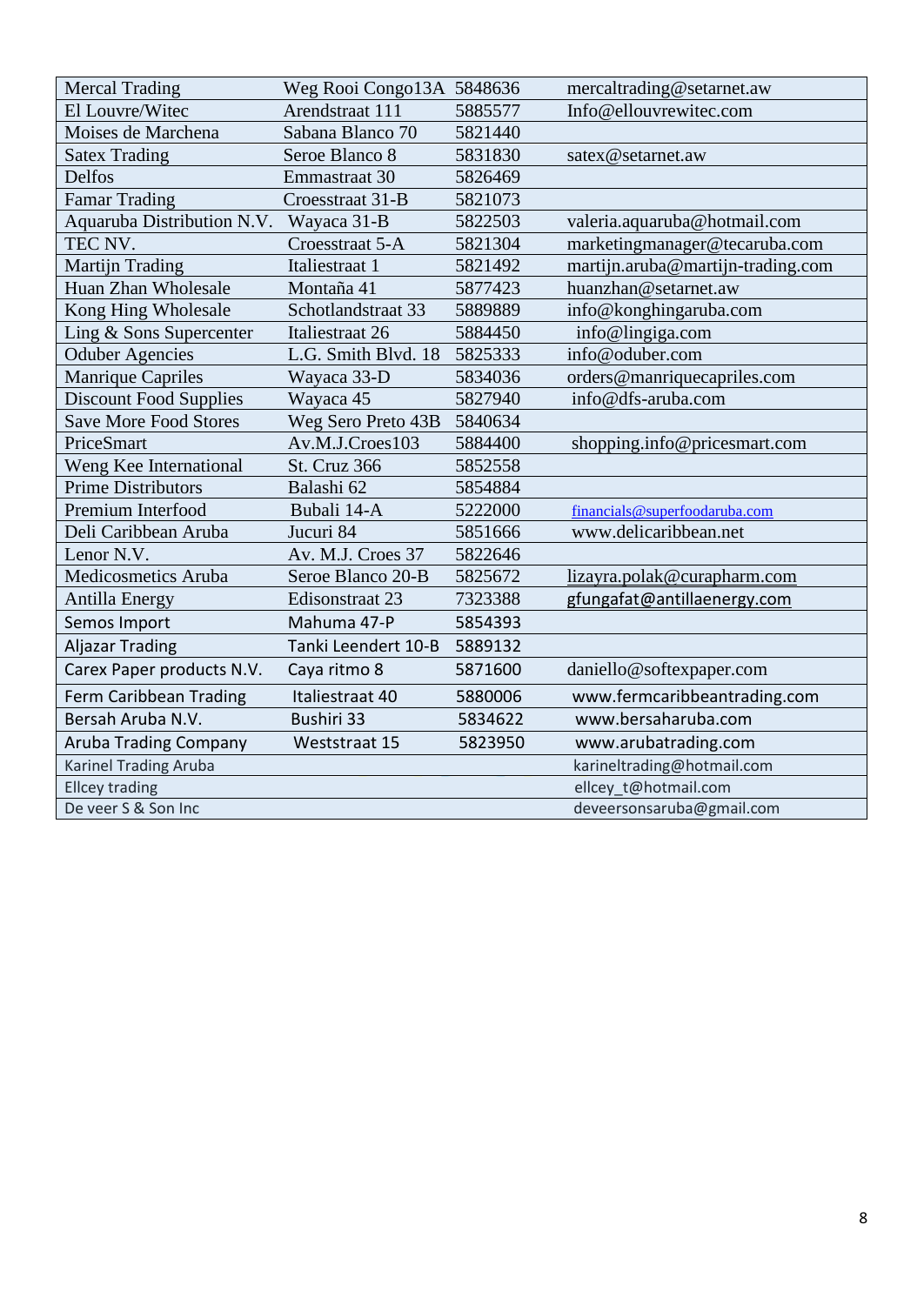| | | | |
|---|---|---|---|
| Mercal Trading | Weg Rooi Congo13A | 5848636 | mercaltrading@setarnet.aw |
| El Louvre/Witec | Arendstraat 111 | 5885577 | Info@ellouvrewitec.com |
| Moises de Marchena | Sabana Blanco 70 | 5821440 | |
| Satex Trading | Seroe Blanco 8 | 5831830 | satex@setarnet.aw |
| Delfos | Emmastraat 30 | 5826469 | |
| Famar Trading | Croesstraat 31-B | 5821073 | |
| Aquaruba Distribution N.V. | Wayaca 31-B | 5822503 | valeria.aquaruba@hotmail.com |
| TEC NV. | Croesstraat 5-A | 5821304 | marketingmanager@tecaruba.com |
| Martijn Trading | Italiestraat 1 | 5821492 | martijn.aruba@martijn-trading.com |
| Huan Zhan Wholesale | Montaña 41 | 5877423 | huanzhan@setarnet.aw |
| Kong Hing Wholesale | Schotlandstraat 33 | 5889889 | info@konghingaruba.com |
| Ling & Sons Supercenter | Italiestraat 26 | 5884450 | info@lingiga.com |
| Oduber Agencies | L.G. Smith Blvd. 18 | 5825333 | info@oduber.com |
| Manrique Capriles | Wayaca 33-D | 5834036 | orders@manriquecapriles.com |
| Discount Food Supplies | Wayaca 45 | 5827940 | info@dfs-aruba.com |
| Save More Food Stores | Weg Sero Preto 43B | 5840634 | |
| PriceSmart | Av.M.J.Croes103 | 5884400 | shopping.info@pricesmart.com |
| Weng Kee International | St. Cruz 366 | 5852558 | |
| Prime Distributors | Balashi 62 | 5854884 | |
| Premium Interfood | Bubali 14-A | 5222000 | financials@superfoodaruba.com |
| Deli Caribbean Aruba | Jucuri 84 | 5851666 | www.delicaribbean.net |
| Lenor N.V. | Av. M.J. Croes 37 | 5822646 | |
| Medicosmetics Aruba | Seroe Blanco 20-B | 5825672 | lizayra.polak@curapharm.com |
| Antilla Energy | Edisonstraat 23 | 7323388 | gfungafat@antillaenergy.com |
| Semos Import | Mahuma 47-P | 5854393 | |
| Aljazar Trading | Tanki Leendert 10-B | 5889132 | |
| Carex Paper products N.V. | Caya ritmo 8 | 5871600 | daniello@softexpaper.com |
| Ferm Caribbean Trading | Italiestraat 40 | 5880006 | www.fermcaribbeantrading.com |
| Bersah Aruba N.V. | Bushiri 33 | 5834622 | www.bersaharuba.com |
| Aruba Trading Company | Weststraat 15 | 5823950 | www.arubatrading.com |
| Karinel Trading Aruba | | | karineltrading@hotmail.com |
| Ellcey trading | | | ellcey_t@hotmail.com |
| De veer S & Son Inc | | | deveersonsaruba@gmail.com |